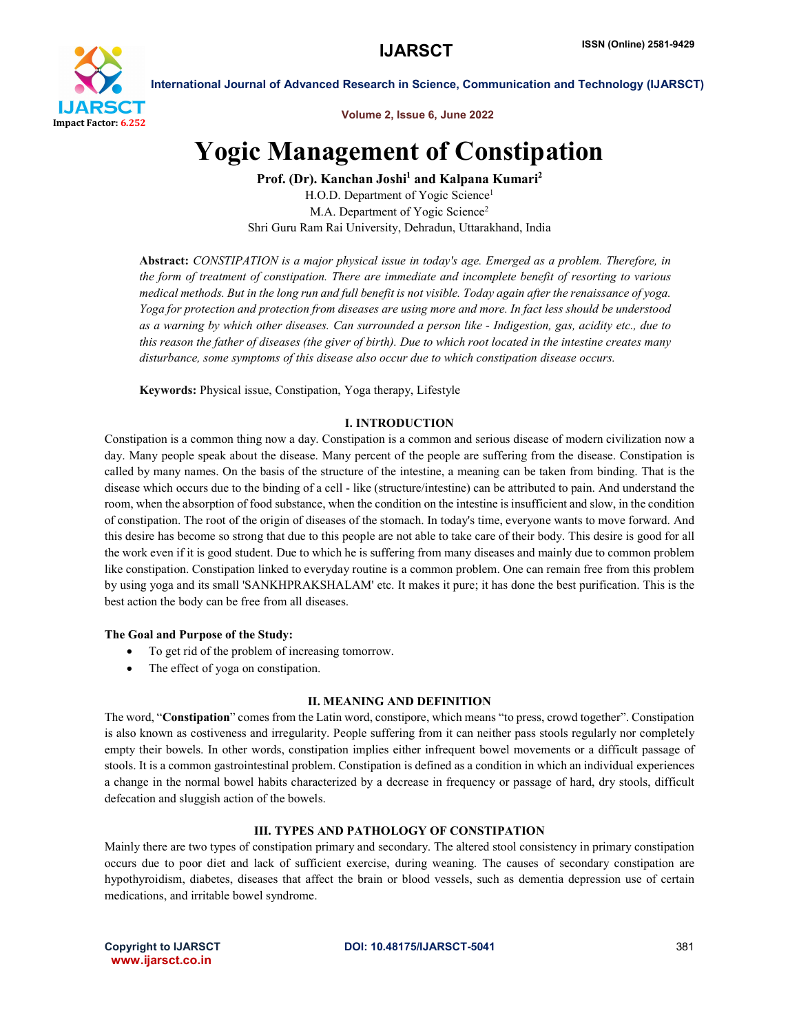# Yogic Management of Constipation

**Prof. (Dr). Kanchan Joshi[1] and Kalpana Kumari[2]**

H.O.D. Department of Yogic Science[1]

M.A. Department of Yogic Science[2]

Shri Guru Ram Rai University, Dehradun, Uttarakhand, India

**Abstract:** *CONSTIPATION is a major physical issue in today's age. Emerged as a problem. Therefore, in the form of treatment of constipation. There are immediate and incomplete benefit of resorting to various medical methods. But in the long run and full benefit is not visible. Today again after the renaissance of yoga. Yoga for protection and protection from diseases are using more and more. In fact less should be understood as a warning by which other diseases. Can surrounded a person like - Indigestion, gas, acidity etc., due to this reason the father of diseases (the giver of birth). Due to which root located in the intestine creates many disturbance, some symptoms of this disease also occur due to which constipation disease occurs.*

**Keywords:** Physical issue, Constipation, Yoga therapy, Lifestyle

## I. INTRODUCTION

Constipation is a common thing now a day. Constipation is a common and serious disease of modern civilization now a day. Many people speak about the disease. Many percent of the people are suffering from the disease. Constipation is called by many names. On the basis of the structure of the intestine, a meaning can be taken from binding. That is the disease which occurs due to the binding of a cell - like (structure/intestine) can be attributed to pain. And understand the room, when the absorption of food substance, when the condition on the intestine is insufficient and slow, in the condition of constipation. The root of the origin of diseases of the stomach. In today's time, everyone wants to move forward. And this desire has become so strong that due to this people are not able to take care of their body. This desire is good for all the work even if it is good student. Due to which he is suffering from many diseases and mainly due to common problem like constipation. Constipation linked to everyday routine is a common problem. One can remain free from this problem by using yoga and its small 'SANKHPRAKSHALAM' etc. It makes it pure; it has done the best purification. This is the best action the body can be free from all diseases.

**The Goal and Purpose of the Study:**

- To get rid of the problem of increasing tomorrow.
- The effect of yoga on constipation.

## II. MEANING AND DEFINITION

The word, "**Constipation**" comes from the Latin word, constipore, which means "to press, crowd together". Constipation is also known as costiveness and irregularity. People suffering from it can neither pass stools regularly nor completely empty their bowels. In other words, constipation implies either infrequent bowel movements or a difficult passage of stools. It is a common gastrointestinal problem. Constipation is defined as a condition in which an individual experiences a change in the normal bowel habits characterized by a decrease in frequency or passage of hard, dry stools, difficult defecation and sluggish action of the bowels.

## III. TYPES AND PATHOLOGY OF CONSTIPATION

Mainly there are two types of constipation primary and secondary. The altered stool consistency in primary constipation occurs due to poor diet and lack of sufficient exercise, during weaning. The causes of secondary constipation are hypothyroidism, diabetes, diseases that affect the brain or blood vessels, such as dementia depression use of certain medications, and irritable bowel syndrome.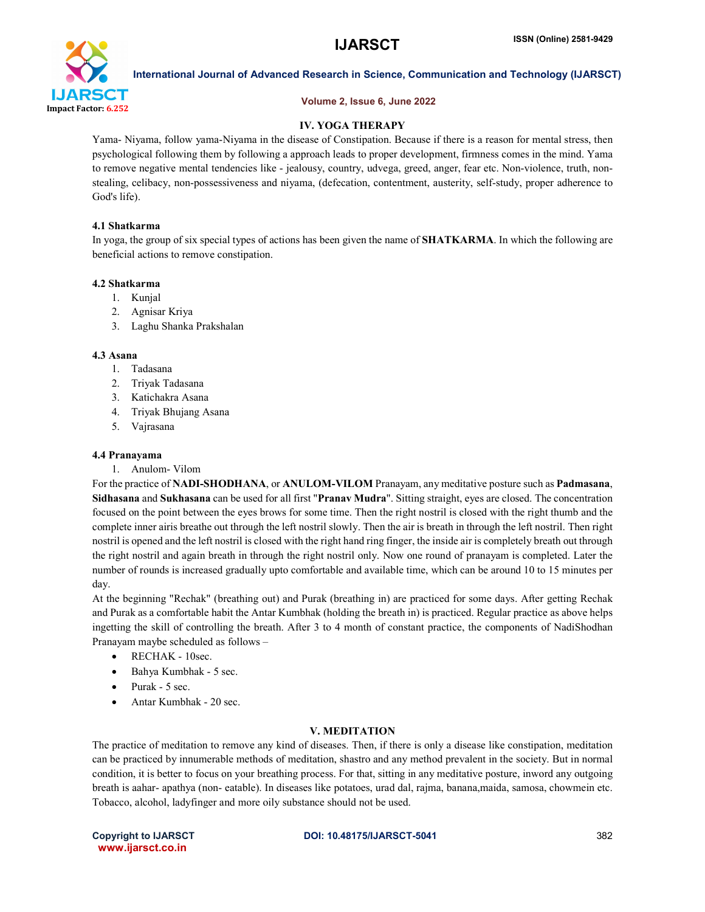## IV. YOGA THERAPY

Yama- Niyama, follow yama-Niyama in the disease of Constipation. Because if there is a reason for mental stress, then psychological following them by following a approach leads to proper development, firmness comes in the mind. Yama to remove negative mental tendencies like - jealousy, country, udvega, greed, anger, fear etc. Non-violence, truth, non-stealing, celibacy, non-possessiveness and niyama, (defecation, contentment, austerity, self-study, proper adherence to God's life).

### 4.1 Shatkarma

In yoga, the group of six special types of actions has been given the name of **SHATKARMA**. In which the following are beneficial actions to remove constipation.

### 4.2 Shatkarma

1. Kunjal
2. Agnisar Kriya
3. Laghu Shanka Prakshalan

### 4.3 Asana

1. Tadasana
2. Triyak Tadasana
3. Katichakra Asana
4. Triyak Bhujang Asana
5. Vajrasana

### 4.4 Pranayama

1. Anulom- Vilom

For the practice of **NADI-SHODHANA**, or **ANULOM-VILOM** Pranayam, any meditative posture such as **Padmasana**, **Sidhasana** and **Sukhasana** can be used for all first "**Pranav Mudra**". Sitting straight, eyes are closed. The concentration focused on the point between the eyes brows for some time. Then the right nostril is closed with the right thumb and the complete inner airis breathe out through the left nostril slowly. Then the air is breath in through the left nostril. Then right nostril is opened and the left nostril is closed with the right hand ring finger, the inside air is completely breath out through the right nostril and again breath in through the right nostril only. Now one round of pranayam is completed. Later the number of rounds is increased gradually upto comfortable and available time, which can be around 10 to 15 minutes per day.

At the beginning "Rechak" (breathing out) and Purak (breathing in) are practiced for some days. After getting Rechak and Purak as a comfortable habit the Antar Kumbhak (holding the breath in) is practiced. Regular practice as above helps ingetting the skill of controlling the breath. After 3 to 4 month of constant practice, the components of NadiShodhan Pranayam maybe scheduled as follows –

- RECHAK - 10sec.
- Bahya Kumbhak - 5 sec.
- Purak - 5 sec.
- Antar Kumbhak - 20 sec.

## V. MEDITATION

The practice of meditation to remove any kind of diseases. Then, if there is only a disease like constipation, meditation can be practiced by innumerable methods of meditation, shastro and any method prevalent in the society. But in normal condition, it is better to focus on your breathing process. For that, sitting in any meditative posture, inword any outgoing breath is aahar- apathya (non- eatable). In diseases like potatoes, urad dal, rajma, banana,maida, samosa, chowmein etc. Tobacco, alcohol, ladyfinger and more oily substance should not be used.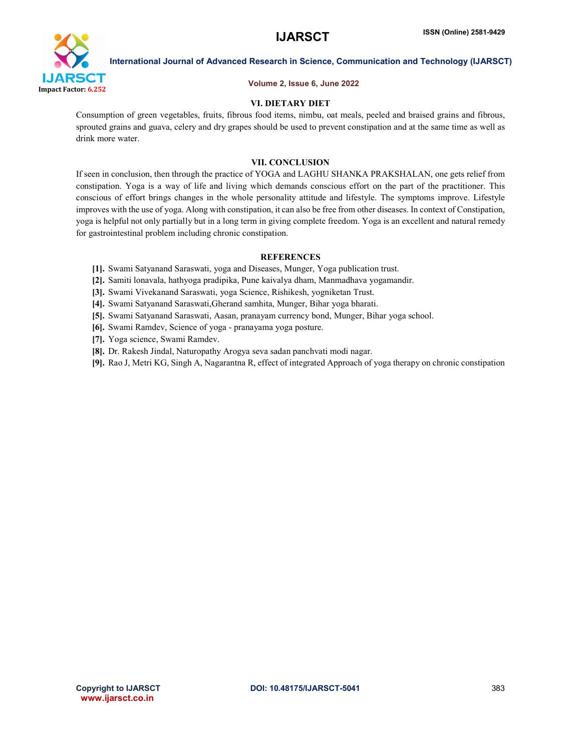## VI. DIETARY DIET

Consumption of green vegetables, fruits, fibrous food items, nimbu, oat meals, peeled and braised grains and fibrous, sprouted grains and guava, celery and dry grapes should be used to prevent constipation and at the same time as well as drink more water.

## VII. CONCLUSION

If seen in conclusion, then through the practice of YOGA and LAGHU SHANKA PRAKSHALAN, one gets relief from constipation. Yoga is a way of life and living which demands conscious effort on the part of the practitioner. This conscious of effort brings changes in the whole personality attitude and lifestyle. The symptoms improve. Lifestyle improves with the use of yoga. Along with constipation, it can also be free from other diseases. In context of Constipation, yoga is helpful not only partially but in a long term in giving complete freedom. Yoga is an excellent and natural remedy for gastrointestinal problem including chronic constipation.

## REFERENCES

- **[1].** Swami Satyanand Saraswati, yoga and Diseases, Munger, Yoga publication trust.
- **[2].** Samiti lonavala, hathyoga pradipika, Pune kaivalya dham, Manmadhava yogamandir.
- **[3].** Swami Vivekanand Saraswati, yoga Science, Rishikesh, yogniketan Trust.
- **[4].** Swami Satyanand Saraswati,Gherand samhita, Munger, Bihar yoga bharati.
- **[5].** Swami Satyanand Saraswati, Aasan, pranayam currency bond, Munger, Bihar yoga school.
- **[6].** Swami Ramdev, Science of yoga - pranayama yoga posture.
- **[7].** Yoga science, Swami Ramdev.
- **[8].** Dr. Rakesh Jindal, Naturopathy Arogya seva sadan panchvati modi nagar.
- **[9].** Rao J, Metri KG, Singh A, Nagarantna R, effect of integrated Approach of yoga therapy on chronic constipation